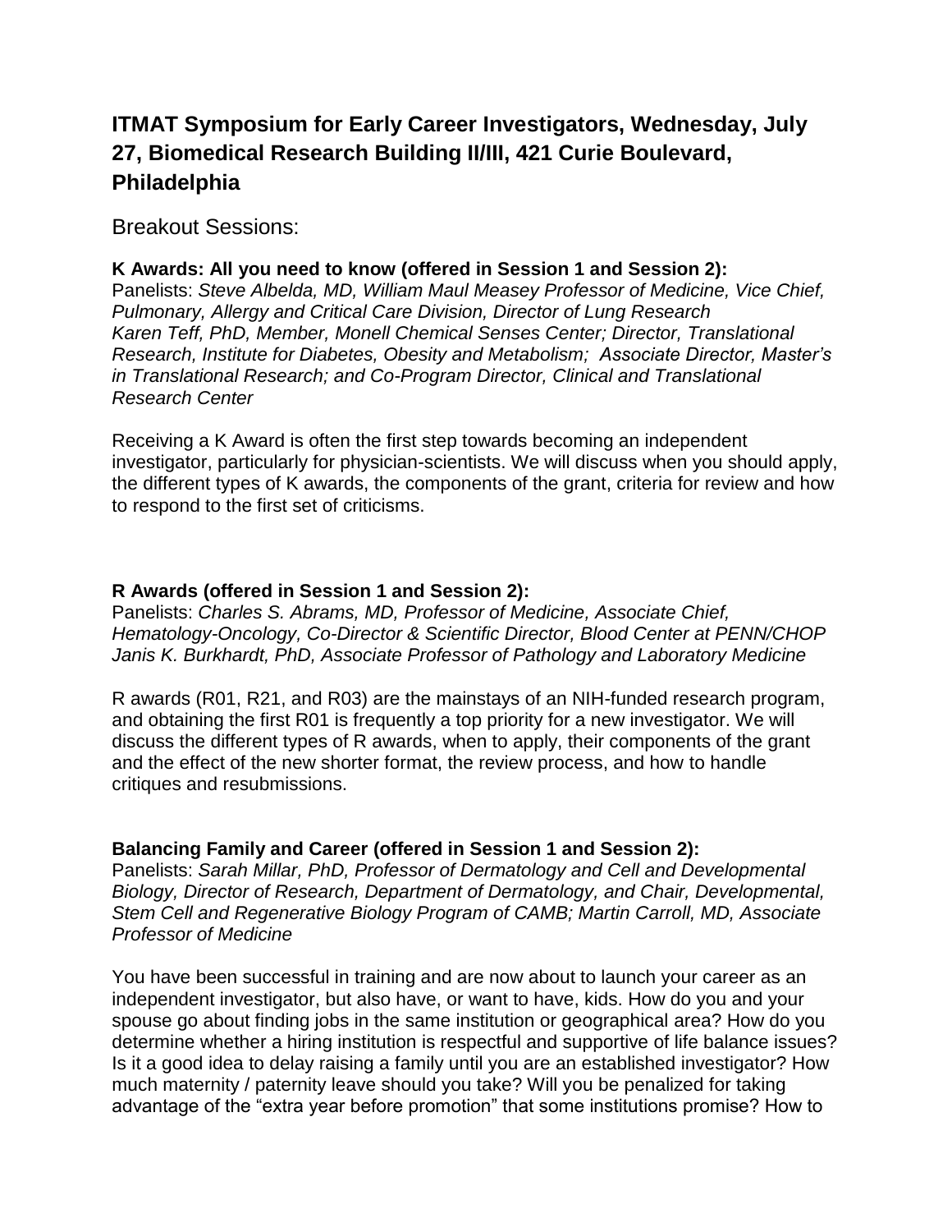## ITMAT Symposium for Early Career Investigators, Wednesday, July 27, Biomedical Research Building II/III, 421 Curie Boulevard, Philadelphia

Breakout Sessions:

**K Awards: All you need to know (offered in Session 1 and Session 2):**
Panelists: *Steve Albelda, MD, William Maul Measey Professor of Medicine, Vice Chief, Pulmonary, Allergy and Critical Care Division, Director of Lung Research*
*Karen Teff, PhD, Member, Monell Chemical Senses Center; Director, Translational Research, Institute for Diabetes, Obesity and Metabolism; Associate Director, Master's in Translational Research; and Co-Program Director, Clinical and Translational Research Center*

Receiving a K Award is often the first step towards becoming an independent investigator, particularly for physician-scientists. We will discuss when you should apply, the different types of K awards, the components of the grant, criteria for review and how to respond to the first set of criticisms.

**R Awards (offered in Session 1 and Session 2):**
Panelists: *Charles S. Abrams, MD, Professor of Medicine, Associate Chief, Hematology-Oncology, Co-Director & Scientific Director, Blood Center at PENN/CHOP*
*Janis K. Burkhardt, PhD, Associate Professor of Pathology and Laboratory Medicine*

R awards (R01, R21, and R03) are the mainstays of an NIH-funded research program, and obtaining the first R01 is frequently a top priority for a new investigator. We will discuss the different types of R awards, when to apply, their components of the grant and the effect of the new shorter format, the review process, and how to handle critiques and resubmissions.

**Balancing Family and Career (offered in Session 1 and Session 2):**
Panelists: *Sarah Millar, PhD, Professor of Dermatology and Cell and Developmental Biology, Director of Research, Department of Dermatology, and Chair, Developmental, Stem Cell and Regenerative Biology Program of CAMB; Martin Carroll, MD, Associate Professor of Medicine*

You have been successful in training and are now about to launch your career as an independent investigator, but also have, or want to have, kids. How do you and your spouse go about finding jobs in the same institution or geographical area? How do you determine whether a hiring institution is respectful and supportive of life balance issues? Is it a good idea to delay raising a family until you are an established investigator? How much maternity / paternity leave should you take? Will you be penalized for taking advantage of the "extra year before promotion" that some institutions promise? How to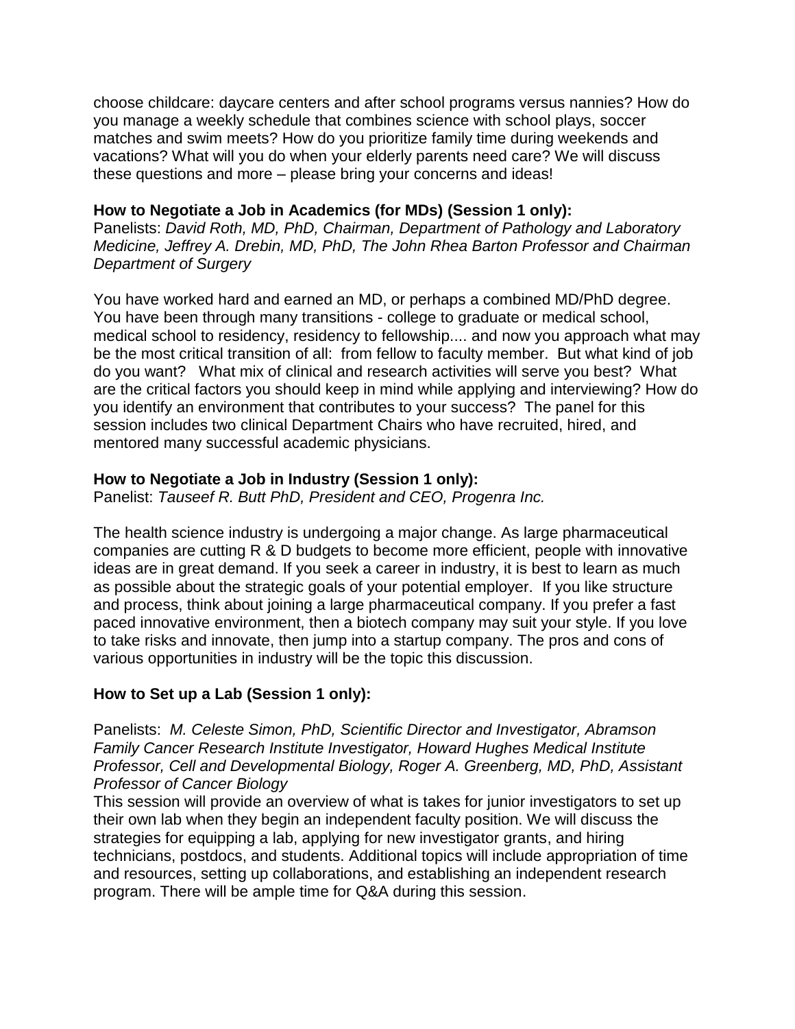choose childcare: daycare centers and after school programs versus nannies? How do you manage a weekly schedule that combines science with school plays, soccer matches and swim meets? How do you prioritize family time during weekends and vacations? What will you do when your elderly parents need care? We will discuss these questions and more – please bring your concerns and ideas!

**How to Negotiate a Job in Academics (for MDs) (Session 1 only):**
Panelists: *David Roth, MD, PhD, Chairman, Department of Pathology and Laboratory Medicine, Jeffrey A. Drebin, MD, PhD, The John Rhea Barton Professor and Chairman Department of Surgery*

You have worked hard and earned an MD, or perhaps a combined MD/PhD degree. You have been through many transitions - college to graduate or medical school, medical school to residency, residency to fellowship.... and now you approach what may be the most critical transition of all: from fellow to faculty member. But what kind of job do you want? What mix of clinical and research activities will serve you best? What are the critical factors you should keep in mind while applying and interviewing? How do you identify an environment that contributes to your success? The panel for this session includes two clinical Department Chairs who have recruited, hired, and mentored many successful academic physicians.

**How to Negotiate a Job in Industry (Session 1 only):**
Panelist: *Tauseef R. Butt PhD, President and CEO, Progenra Inc.*

The health science industry is undergoing a major change. As large pharmaceutical companies are cutting R & D budgets to become more efficient, people with innovative ideas are in great demand. If you seek a career in industry, it is best to learn as much as possible about the strategic goals of your potential employer. If you like structure and process, think about joining a large pharmaceutical company. If you prefer a fast paced innovative environment, then a biotech company may suit your style. If you love to take risks and innovate, then jump into a startup company. The pros and cons of various opportunities in industry will be the topic this discussion.

**How to Set up a Lab (Session 1 only):**

Panelists: *M. Celeste Simon, PhD, Scientific Director and Investigator, Abramson Family Cancer Research Institute Investigator, Howard Hughes Medical Institute Professor, Cell and Developmental Biology, Roger A. Greenberg, MD, PhD, Assistant Professor of Cancer Biology*
This session will provide an overview of what is takes for junior investigators to set up their own lab when they begin an independent faculty position. We will discuss the strategies for equipping a lab, applying for new investigator grants, and hiring technicians, postdocs, and students. Additional topics will include appropriation of time and resources, setting up collaborations, and establishing an independent research program. There will be ample time for Q&A during this session.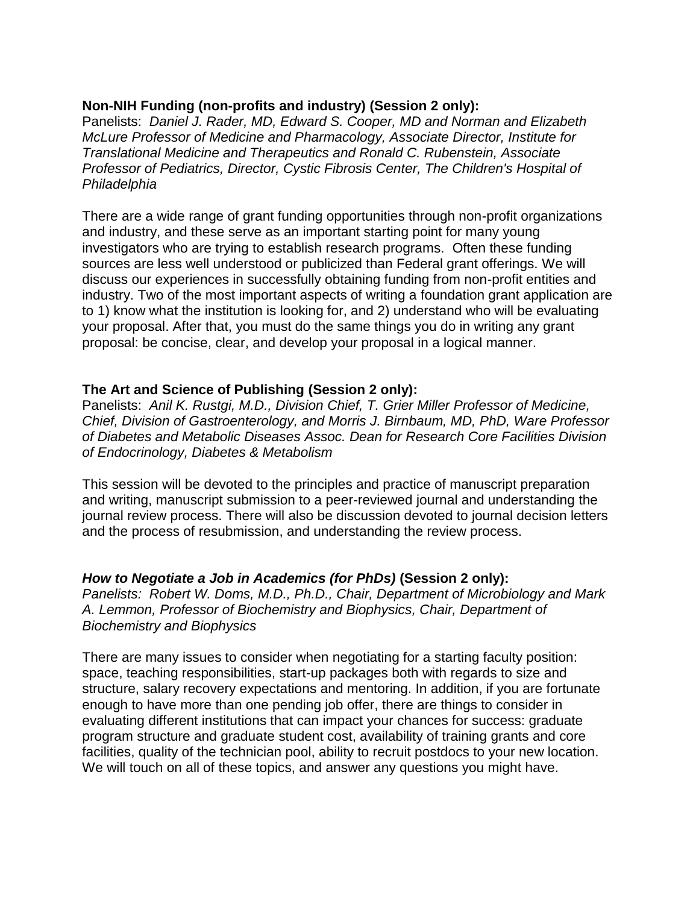**Non-NIH Funding (non-profits and industry) (Session 2 only):**
Panelists: *Daniel J. Rader, MD, Edward S. Cooper, MD and Norman and Elizabeth McLure Professor of Medicine and Pharmacology, Associate Director, Institute for Translational Medicine and Therapeutics and Ronald C. Rubenstein, Associate Professor of Pediatrics, Director, Cystic Fibrosis Center, The Children's Hospital of Philadelphia*

There are a wide range of grant funding opportunities through non-profit organizations and industry, and these serve as an important starting point for many young investigators who are trying to establish research programs. Often these funding sources are less well understood or publicized than Federal grant offerings. We will discuss our experiences in successfully obtaining funding from non-profit entities and industry. Two of the most important aspects of writing a foundation grant application are to 1) know what the institution is looking for, and 2) understand who will be evaluating your proposal. After that, you must do the same things you do in writing any grant proposal: be concise, clear, and develop your proposal in a logical manner.

**The Art and Science of Publishing (Session 2 only):**
Panelists: *Anil K. Rustgi, M.D., Division Chief, T. Grier Miller Professor of Medicine, Chief, Division of Gastroenterology, and Morris J. Birnbaum, MD, PhD, Ware Professor of Diabetes and Metabolic Diseases Assoc. Dean for Research Core Facilities Division of Endocrinology, Diabetes & Metabolism*

This session will be devoted to the principles and practice of manuscript preparation and writing, manuscript submission to a peer-reviewed journal and understanding the journal review process. There will also be discussion devoted to journal decision letters and the process of resubmission, and understanding the review process.

***How to Negotiate a Job in Academics (for PhDs)*** **(Session 2 only):**
*Panelists: Robert W. Doms, M.D., Ph.D., Chair, Department of Microbiology and Mark A. Lemmon, Professor of Biochemistry and Biophysics, Chair, Department of Biochemistry and Biophysics*

There are many issues to consider when negotiating for a starting faculty position: space, teaching responsibilities, start-up packages both with regards to size and structure, salary recovery expectations and mentoring. In addition, if you are fortunate enough to have more than one pending job offer, there are things to consider in evaluating different institutions that can impact your chances for success: graduate program structure and graduate student cost, availability of training grants and core facilities, quality of the technician pool, ability to recruit postdocs to your new location. We will touch on all of these topics, and answer any questions you might have.